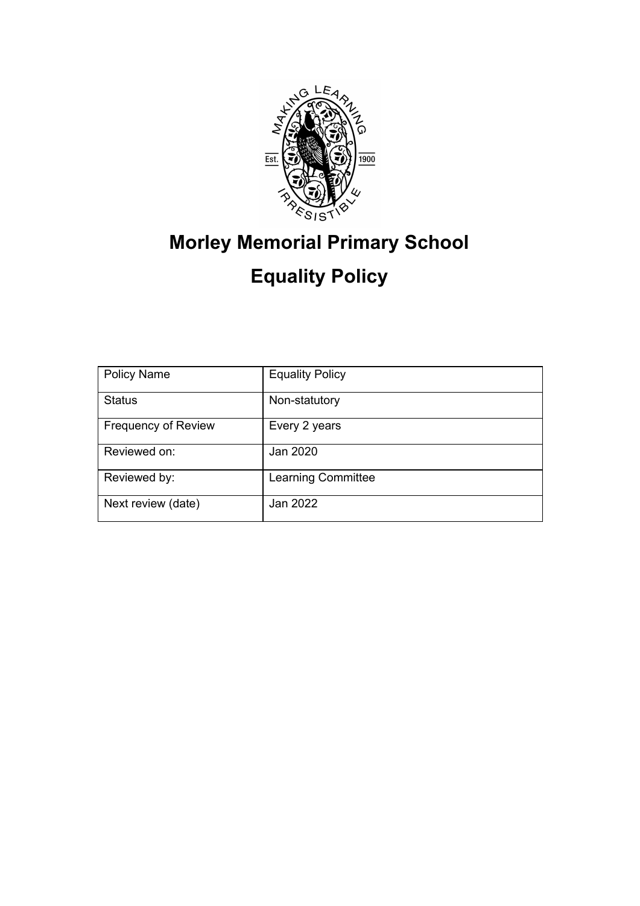# Morley Memorial Primary School

# Equality Policy

| Policy Name | Equality Policy |
|---|---|
| Status | Non-statutory |
| Frequency of Review | Every 2 years |
| Reviewed on: | Jan 2020 |
| Reviewed by: | Learning Committee |
| Next review (date) | Jan 2022 |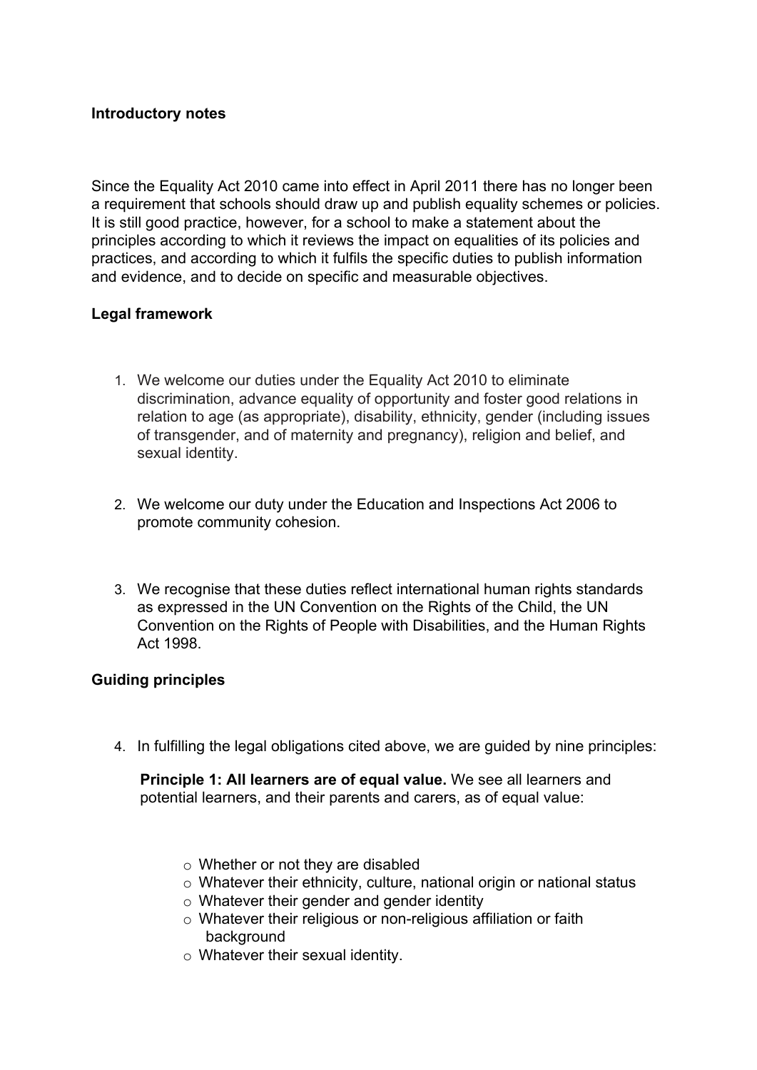**Introductory notes**

Since the Equality Act 2010 came into effect in April 2011 there has no longer been a requirement that schools should draw up and publish equality schemes or policies. It is still good practice, however, for a school to make a statement about the principles according to which it reviews the impact on equalities of its policies and practices, and according to which it fulfils the specific duties to publish information and evidence, and to decide on specific and measurable objectives.

**Legal framework**

1. We welcome our duties under the Equality Act 2010 to eliminate discrimination, advance equality of opportunity and foster good relations in relation to age (as appropriate), disability, ethnicity, gender (including issues of transgender, and of maternity and pregnancy), religion and belief, and sexual identity.

2. We welcome our duty under the Education and Inspections Act 2006 to promote community cohesion.

3. We recognise that these duties reflect international human rights standards as expressed in the UN Convention on the Rights of the Child, the UN Convention on the Rights of People with Disabilities, and the Human Rights Act 1998.

**Guiding principles**

4. In fulfilling the legal obligations cited above, we are guided by nine principles:

   **Principle 1: All learners are of equal value.** We see all learners and potential learners, and their parents and carers, as of equal value:

   - Whether or not they are disabled
   - Whatever their ethnicity, culture, national origin or national status
   - Whatever their gender and gender identity
   - Whatever their religious or non-religious affiliation or faith background
   - Whatever their sexual identity.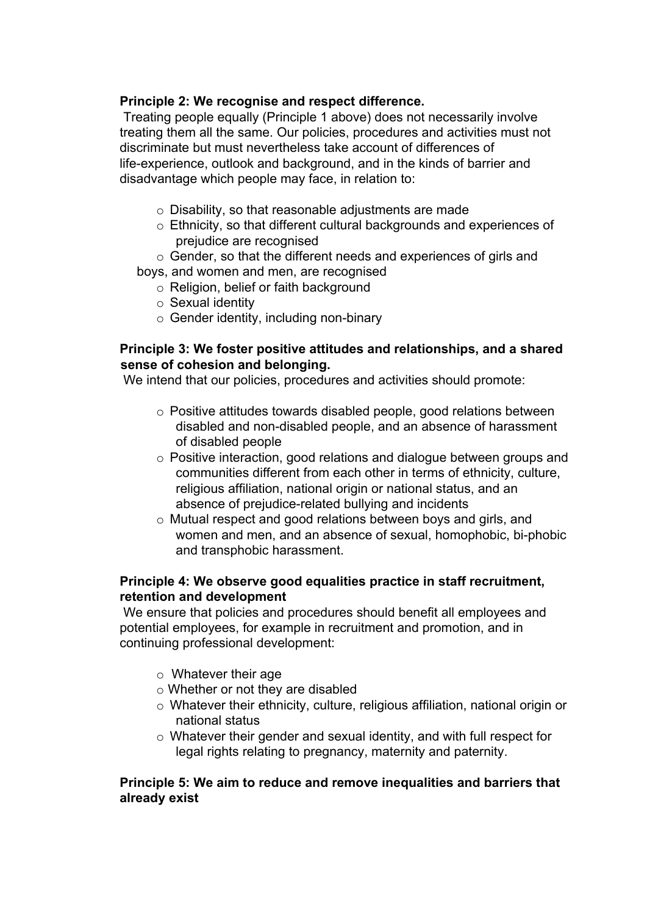**Principle 2: We recognise and respect difference.**

Treating people equally (Principle 1 above) does not necessarily involve treating them all the same. Our policies, procedures and activities must not discriminate but must nevertheless take account of differences of life-experience, outlook and background, and in the kinds of barrier and disadvantage which people may face, in relation to:

- Disability, so that reasonable adjustments are made
- Ethnicity, so that different cultural backgrounds and experiences of prejudice are recognised
- Gender, so that the different needs and experiences of girls and boys, and women and men, are recognised
- Religion, belief or faith background
- Sexual identity
- Gender identity, including non-binary

**Principle 3: We foster positive attitudes and relationships, and a shared sense of cohesion and belonging.**

We intend that our policies, procedures and activities should promote:

- Positive attitudes towards disabled people, good relations between disabled and non-disabled people, and an absence of harassment of disabled people
- Positive interaction, good relations and dialogue between groups and communities different from each other in terms of ethnicity, culture, religious affiliation, national origin or national status, and an absence of prejudice-related bullying and incidents
- Mutual respect and good relations between boys and girls, and women and men, and an absence of sexual, homophobic, bi-phobic and transphobic harassment.

**Principle 4: We observe good equalities practice in staff recruitment, retention and development**

We ensure that policies and procedures should benefit all employees and potential employees, for example in recruitment and promotion, and in continuing professional development:

- Whatever their age
- Whether or not they are disabled
- Whatever their ethnicity, culture, religious affiliation, national origin or national status
- Whatever their gender and sexual identity, and with full respect for legal rights relating to pregnancy, maternity and paternity.

**Principle 5: We aim to reduce and remove inequalities and barriers that already exist**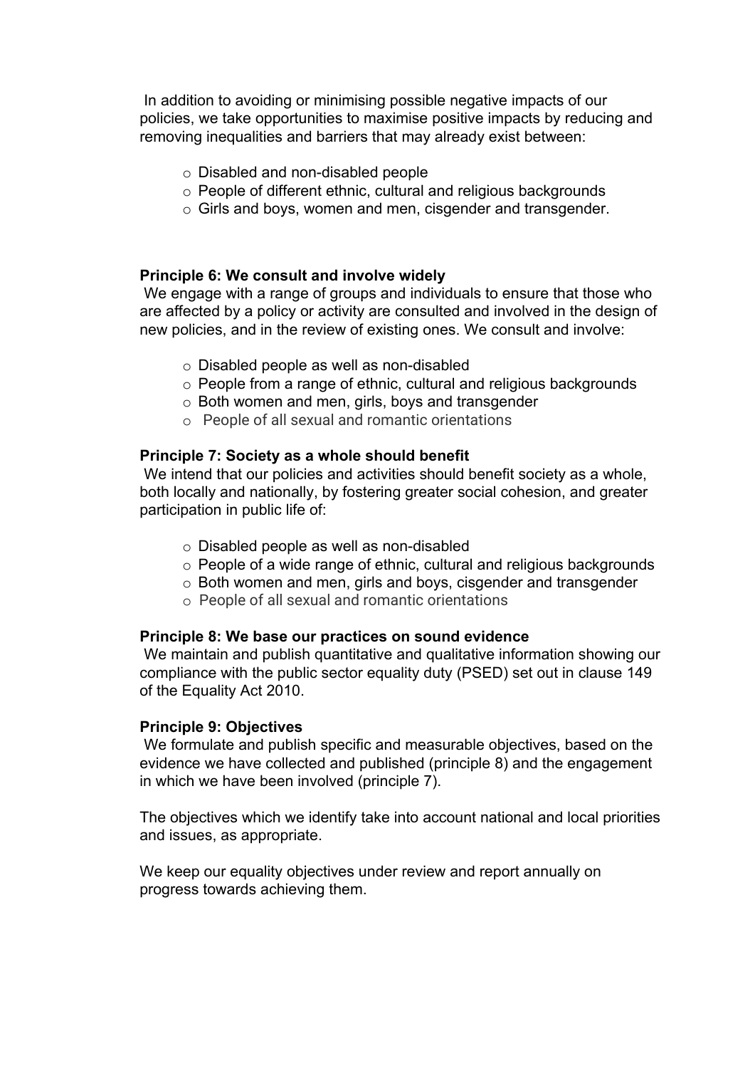In addition to avoiding or minimising possible negative impacts of our policies, we take opportunities to maximise positive impacts by reducing and removing inequalities and barriers that may already exist between:

- Disabled and non-disabled people
- People of different ethnic, cultural and religious backgrounds
- Girls and boys, women and men, cisgender and transgender.

**Principle 6: We consult and involve widely**

We engage with a range of groups and individuals to ensure that those who are affected by a policy or activity are consulted and involved in the design of new policies, and in the review of existing ones. We consult and involve:

- Disabled people as well as non-disabled
- People from a range of ethnic, cultural and religious backgrounds
- Both women and men, girls, boys and transgender
- People of all sexual and romantic orientations

**Principle 7: Society as a whole should benefit**

We intend that our policies and activities should benefit society as a whole, both locally and nationally, by fostering greater social cohesion, and greater participation in public life of:

- Disabled people as well as non-disabled
- People of a wide range of ethnic, cultural and religious backgrounds
- Both women and men, girls and boys, cisgender and transgender
- People of all sexual and romantic orientations

**Principle 8: We base our practices on sound evidence**

We maintain and publish quantitative and qualitative information showing our compliance with the public sector equality duty (PSED) set out in clause 149 of the Equality Act 2010.

**Principle 9: Objectives**

We formulate and publish specific and measurable objectives, based on the evidence we have collected and published (principle 8) and the engagement in which we have been involved (principle 7).

The objectives which we identify take into account national and local priorities and issues, as appropriate.

We keep our equality objectives under review and report annually on progress towards achieving them.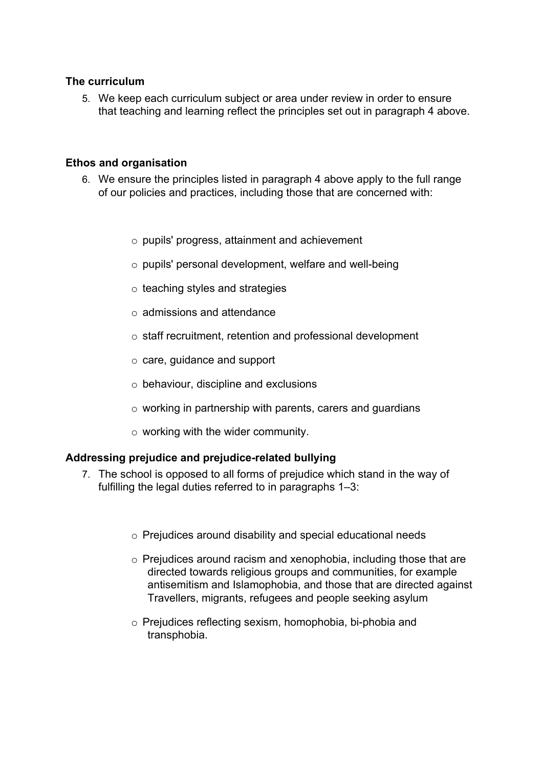**The curriculum**

5. We keep each curriculum subject or area under review in order to ensure that teaching and learning reflect the principles set out in paragraph 4 above.

**Ethos and organisation**

6. We ensure the principles listed in paragraph 4 above apply to the full range of our policies and practices, including those that are concerned with:

   - pupils' progress, attainment and achievement
   - pupils' personal development, welfare and well-being
   - teaching styles and strategies
   - admissions and attendance
   - staff recruitment, retention and professional development
   - care, guidance and support
   - behaviour, discipline and exclusions
   - working in partnership with parents, carers and guardians
   - working with the wider community.

**Addressing prejudice and prejudice-related bullying**

7. The school is opposed to all forms of prejudice which stand in the way of fulfilling the legal duties referred to in paragraphs 1–3:

   - Prejudices around disability and special educational needs
   - Prejudices around racism and xenophobia, including those that are directed towards religious groups and communities, for example antisemitism and Islamophobia, and those that are directed against Travellers, migrants, refugees and people seeking asylum
   - Prejudices reflecting sexism, homophobia, bi-phobia and transphobia.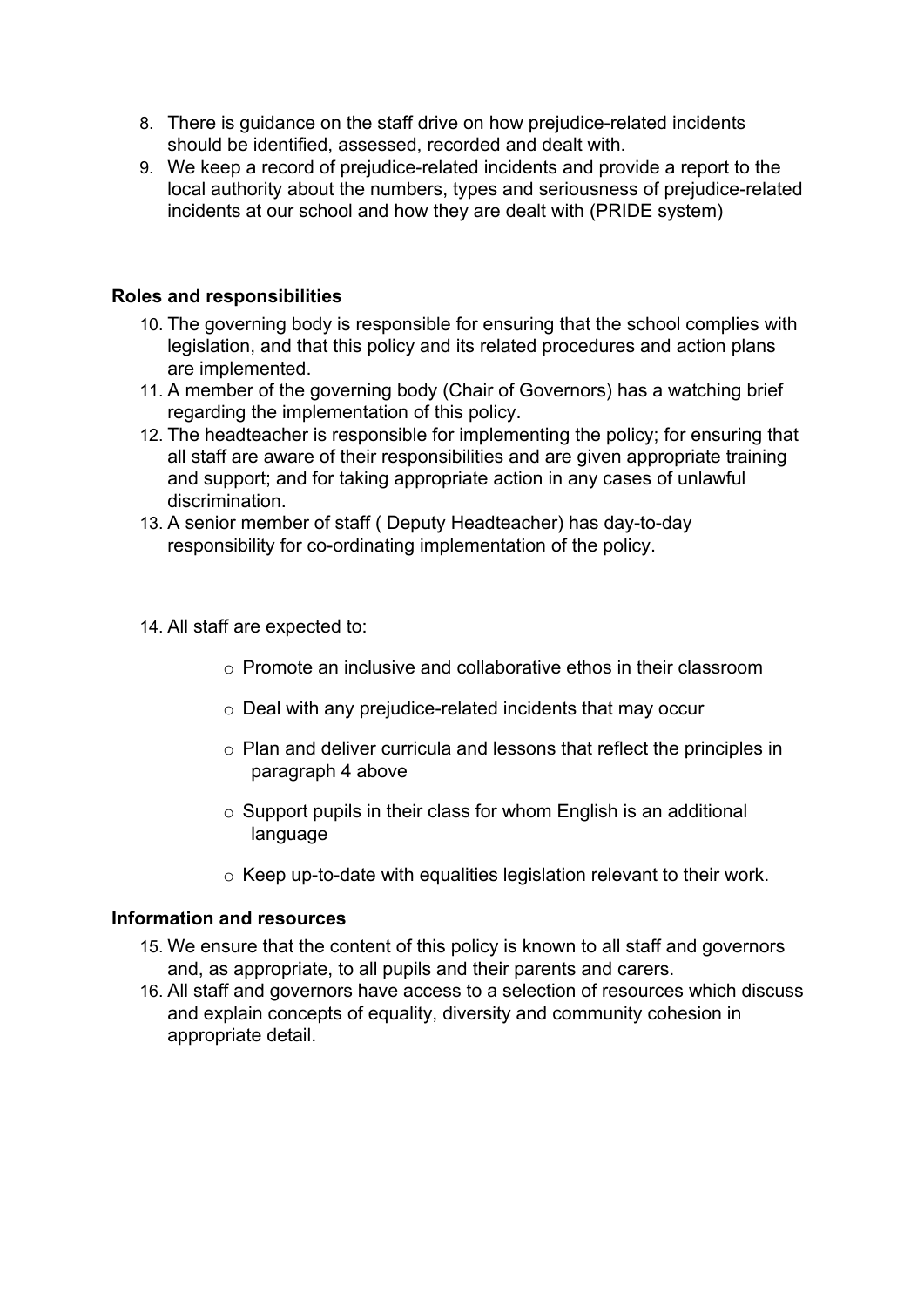8. There is guidance on the staff drive on how prejudice-related incidents should be identified, assessed, recorded and dealt with.
9. We keep a record of prejudice-related incidents and provide a report to the local authority about the numbers, types and seriousness of prejudice-related incidents at our school and how they are dealt with (PRIDE system)

**Roles and responsibilities**

10. The governing body is responsible for ensuring that the school complies with legislation, and that this policy and its related procedures and action plans are implemented.
11. A member of the governing body (Chair of Governors) has a watching brief regarding the implementation of this policy.
12. The headteacher is responsible for implementing the policy; for ensuring that all staff are aware of their responsibilities and are given appropriate training and support; and for taking appropriate action in any cases of unlawful discrimination.
13. A senior member of staff ( Deputy Headteacher) has day-to-day responsibility for co-ordinating implementation of the policy.

14. All staff are expected to:
    - Promote an inclusive and collaborative ethos in their classroom
    - Deal with any prejudice-related incidents that may occur
    - Plan and deliver curricula and lessons that reflect the principles in paragraph 4 above
    - Support pupils in their class for whom English is an additional language
    - Keep up-to-date with equalities legislation relevant to their work.

**Information and resources**

15. We ensure that the content of this policy is known to all staff and governors and, as appropriate, to all pupils and their parents and carers.
16. All staff and governors have access to a selection of resources which discuss and explain concepts of equality, diversity and community cohesion in appropriate detail.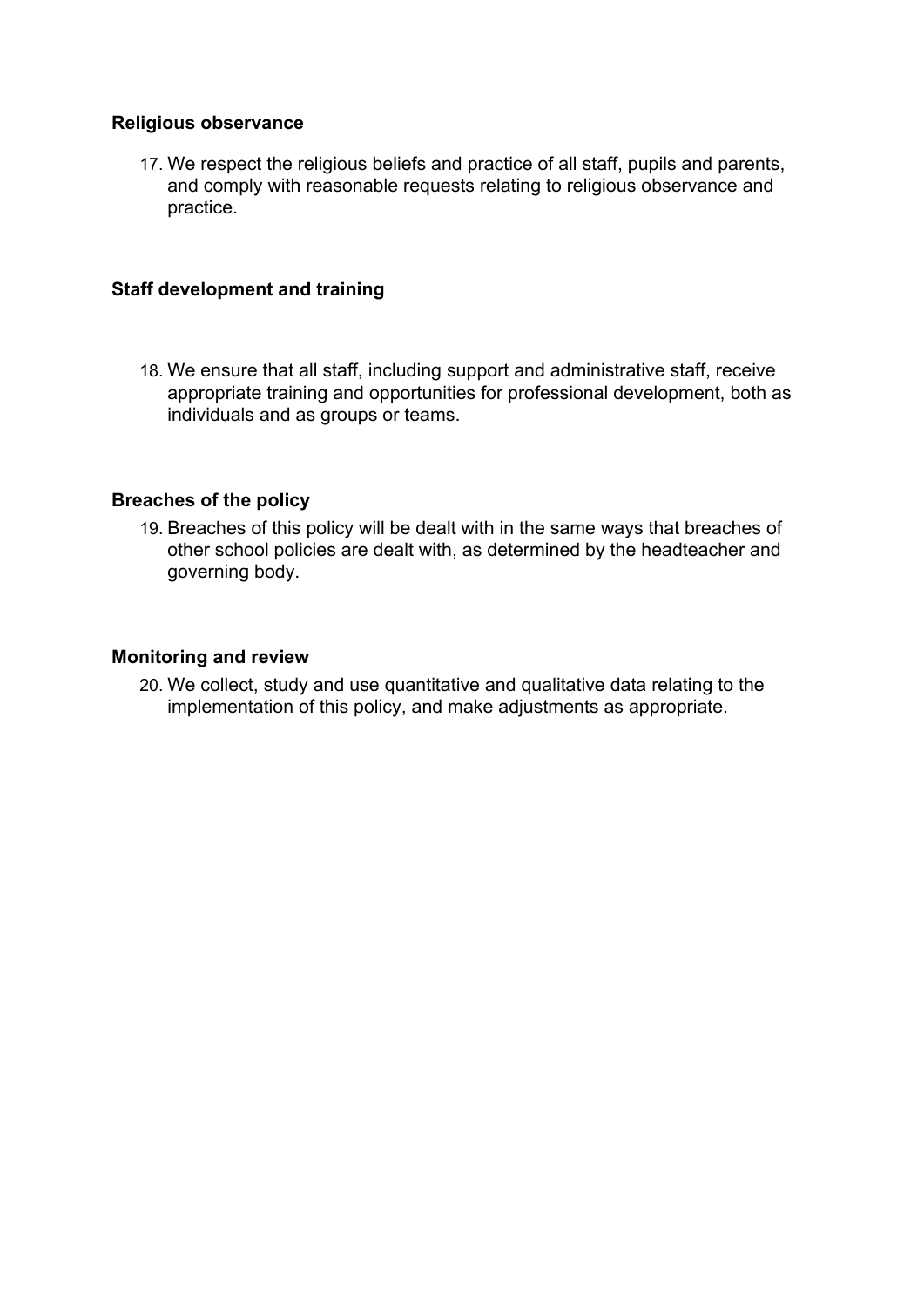**Religious observance**

17. We respect the religious beliefs and practice of all staff, pupils and parents, and comply with reasonable requests relating to religious observance and practice.

**Staff development and training**

18. We ensure that all staff, including support and administrative staff, receive appropriate training and opportunities for professional development, both as individuals and as groups or teams.

**Breaches of the policy**

19. Breaches of this policy will be dealt with in the same ways that breaches of other school policies are dealt with, as determined by the headteacher and governing body.

**Monitoring and review**

20. We collect, study and use quantitative and qualitative data relating to the implementation of this policy, and make adjustments as appropriate.